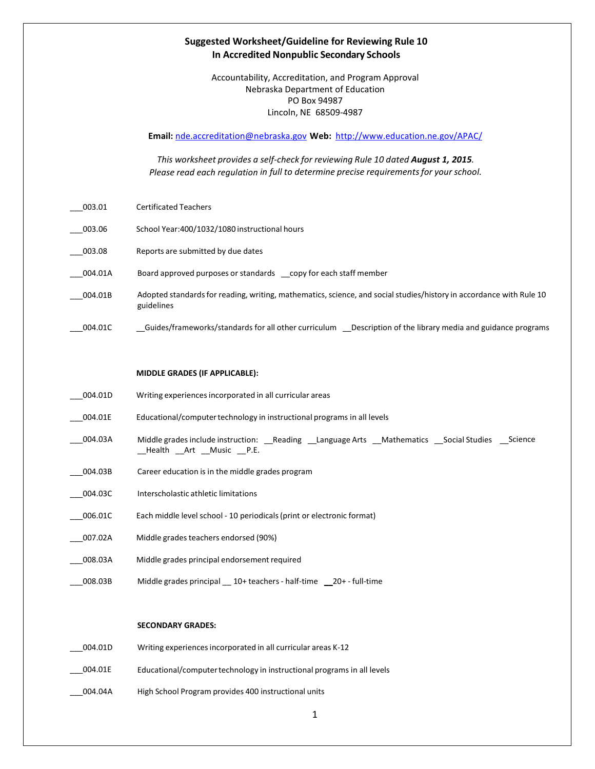## Suggested Worksheet/Guideline for Reviewing Rule 10 In Accredited Nonpublic Secondary Schools

Accountability, Accreditation, and Program Approval
Nebraska Department of Education
PO Box 94987
Lincoln, NE 68509-4987

**Email:** nde.accreditation@nebraska.gov **Web:** http://www.education.ne.gov/APAC/

*This worksheet provides a self-check for reviewing Rule 10 dated **August 1, 2015**.*
*Please read each regulation in full to determine precise requirements for your school.*

___003.01 Certificated Teachers

___003.06 School Year:400/1032/1080 instructional hours

___003.08 Reports are submitted by due dates

___004.01A Board approved purposes or standards __copy for each staff member

___004.01B Adopted standards for reading, writing, mathematics, science, and social studies/history in accordance with Rule 10 guidelines

___004.01C __Guides/frameworks/standards for all other curriculum __Description of the library media and guidance programs

**MIDDLE GRADES (IF APPLICABLE):**

___004.01D Writing experiences incorporated in all curricular areas

___004.01E Educational/computer technology in instructional programs in all levels

___004.03A Middle grades include instruction: __Reading __Language Arts __Mathematics __Social Studies __Science __Health __Art __Music __P.E.

___004.03B Career education is in the middle grades program

___004.03C Interscholastic athletic limitations

___006.01C Each middle level school - 10 periodicals (print or electronic format)

___007.02A Middle grades teachers endorsed (90%)

___008.03A Middle grades principal endorsement required

___008.03B Middle grades principal __ 10+ teachers - half-time __20+ - full-time

**SECONDARY GRADES:**

___004.01D Writing experiences incorporated in all curricular areas K-12

___004.01E Educational/computer technology in instructional programs in all levels

___004.04A High School Program provides 400 instructional units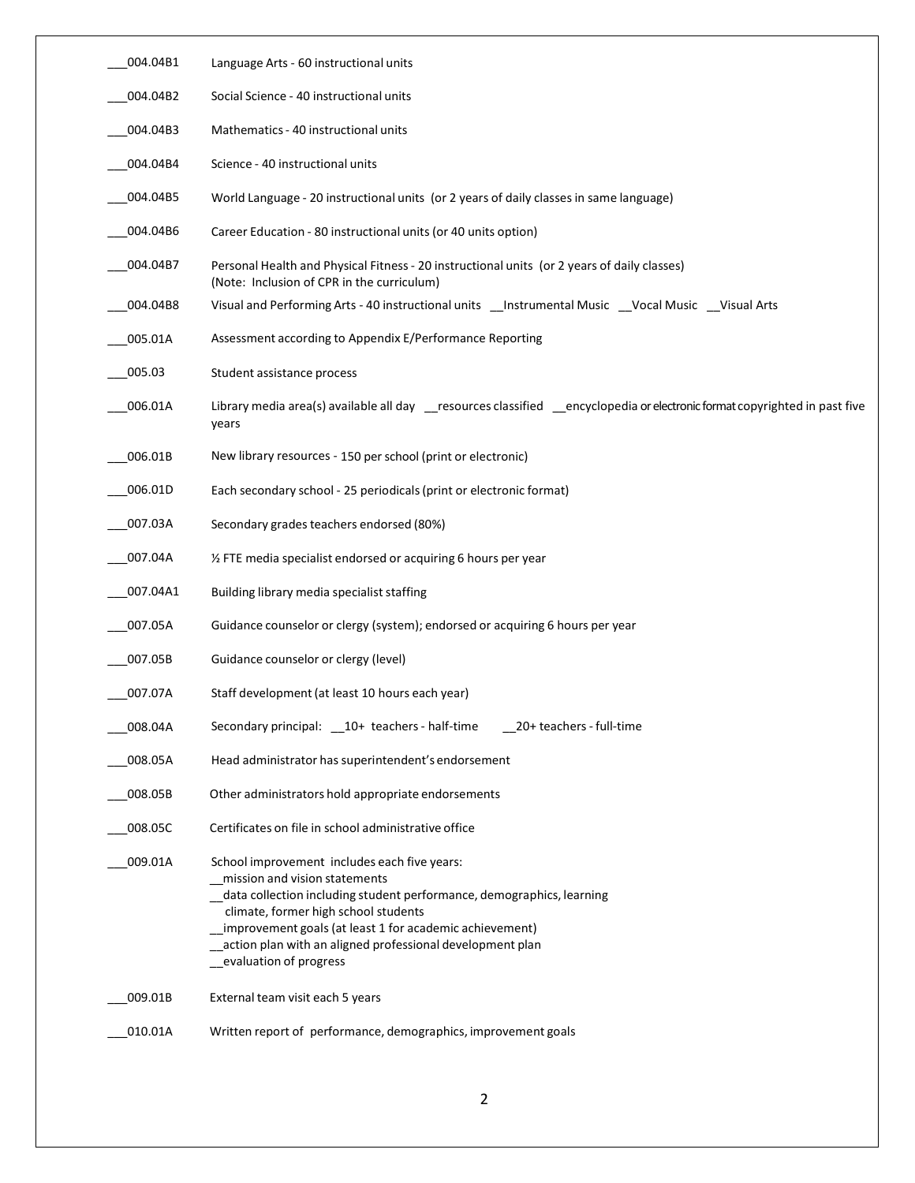___004.04B1 Language Arts - 60 instructional units

___004.04B2 Social Science - 40 instructional units

___004.04B3 Mathematics - 40 instructional units

___004.04B4 Science - 40 instructional units

___004.04B5 World Language - 20 instructional units (or 2 years of daily classes in same language)

___004.04B6 Career Education - 80 instructional units (or 40 units option)

___004.04B7 Personal Health and Physical Fitness - 20 instructional units (or 2 years of daily classes)
(Note: Inclusion of CPR in the curriculum)

___004.04B8 Visual and Performing Arts - 40 instructional units __Instrumental Music __Vocal Music __Visual Arts

___005.01A Assessment according to Appendix E/Performance Reporting

___005.03 Student assistance process

___006.01A Library media area(s) available all day __resources classified __encyclopedia or electronic format copyrighted in past five years

___006.01B New library resources - 150 per school (print or electronic)

___006.01D Each secondary school - 25 periodicals (print or electronic format)

___007.03A Secondary grades teachers endorsed (80%)

___007.04A ½ FTE media specialist endorsed or acquiring 6 hours per year

___007.04A1 Building library media specialist staffing

___007.05A Guidance counselor or clergy (system); endorsed or acquiring 6 hours per year

___007.05B Guidance counselor or clergy (level)

___007.07A Staff development (at least 10 hours each year)

___008.04A Secondary principal: __10+ teachers - half-time __20+ teachers - full-time

___008.05A Head administrator has superintendent's endorsement

___008.05B Other administrators hold appropriate endorsements

___008.05C Certificates on file in school administrative office

___009.01A School improvement includes each five years:
__mission and vision statements
__data collection including student performance, demographics, learning climate, former high school students
__improvement goals (at least 1 for academic achievement)
__action plan with an aligned professional development plan
__evaluation of progress

___009.01B External team visit each 5 years

___010.01A Written report of performance, demographics, improvement goals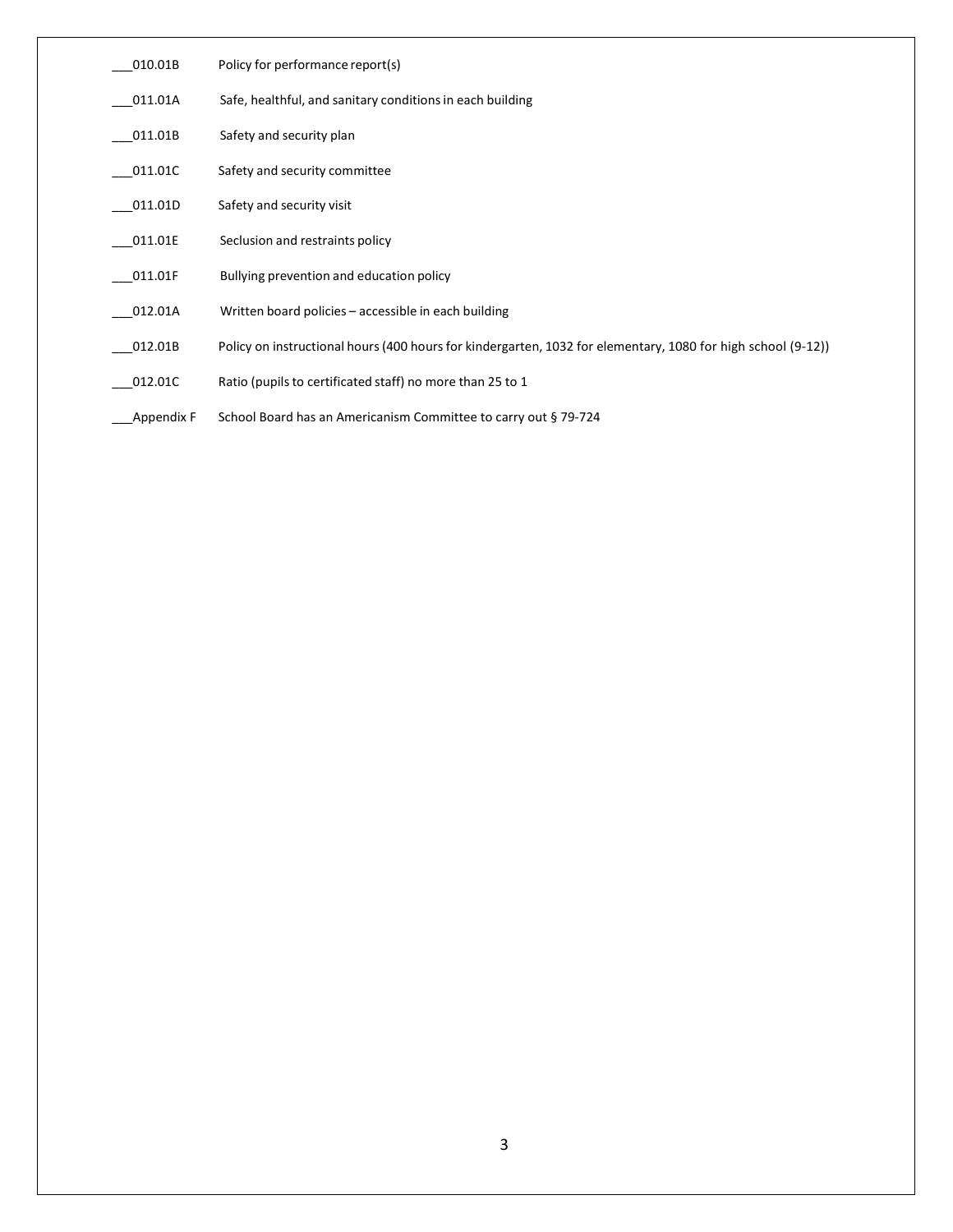___010.01B Policy for performance report(s)

___011.01A Safe, healthful, and sanitary conditions in each building

___011.01B Safety and security plan

___011.01C Safety and security committee

___011.01D Safety and security visit

___011.01E Seclusion and restraints policy

___011.01F Bullying prevention and education policy

___012.01A Written board policies – accessible in each building

___012.01B Policy on instructional hours (400 hours for kindergarten, 1032 for elementary, 1080 for high school (9-12))

___012.01C Ratio (pupils to certificated staff) no more than 25 to 1

___Appendix F School Board has an Americanism Committee to carry out § 79-724